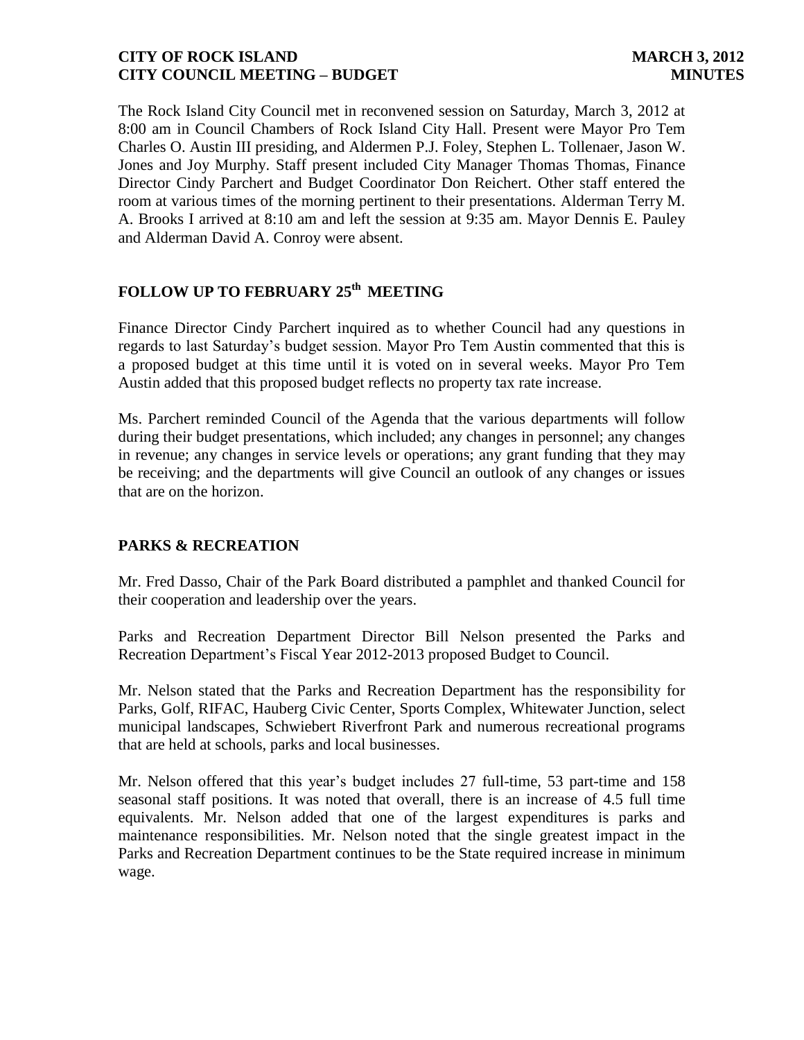The Rock Island City Council met in reconvened session on Saturday, March 3, 2012 at 8:00 am in Council Chambers of Rock Island City Hall. Present were Mayor Pro Tem Charles O. Austin III presiding, and Aldermen P.J. Foley, Stephen L. Tollenaer, Jason W. Jones and Joy Murphy. Staff present included City Manager Thomas Thomas, Finance Director Cindy Parchert and Budget Coordinator Don Reichert. Other staff entered the room at various times of the morning pertinent to their presentations. Alderman Terry M. A. Brooks I arrived at 8:10 am and left the session at 9:35 am. Mayor Dennis E. Pauley and Alderman David A. Conroy were absent.

## FOLLOW UP TO FEBRUARY 25th MEETING

Finance Director Cindy Parchert inquired as to whether Council had any questions in regards to last Saturday's budget session. Mayor Pro Tem Austin commented that this is a proposed budget at this time until it is voted on in several weeks. Mayor Pro Tem Austin added that this proposed budget reflects no property tax rate increase.

Ms. Parchert reminded Council of the Agenda that the various departments will follow during their budget presentations, which included; any changes in personnel; any changes in revenue; any changes in service levels or operations; any grant funding that they may be receiving; and the departments will give Council an outlook of any changes or issues that are on the horizon.

## PARKS & RECREATION

Mr. Fred Dasso, Chair of the Park Board distributed a pamphlet and thanked Council for their cooperation and leadership over the years.

Parks and Recreation Department Director Bill Nelson presented the Parks and Recreation Department's Fiscal Year 2012-2013 proposed Budget to Council.

Mr. Nelson stated that the Parks and Recreation Department has the responsibility for Parks, Golf, RIFAC, Hauberg Civic Center, Sports Complex, Whitewater Junction, select municipal landscapes, Schwiebert Riverfront Park and numerous recreational programs that are held at schools, parks and local businesses.

Mr. Nelson offered that this year's budget includes 27 full-time, 53 part-time and 158 seasonal staff positions. It was noted that overall, there is an increase of 4.5 full time equivalents. Mr. Nelson added that one of the largest expenditures is parks and maintenance responsibilities. Mr. Nelson noted that the single greatest impact in the Parks and Recreation Department continues to be the State required increase in minimum wage.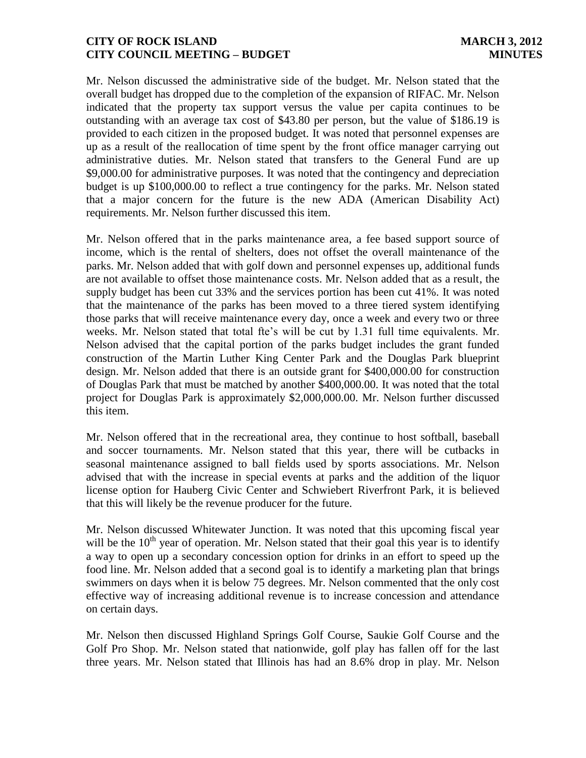Mr. Nelson discussed the administrative side of the budget. Mr. Nelson stated that the overall budget has dropped due to the completion of the expansion of RIFAC. Mr. Nelson indicated that the property tax support versus the value per capita continues to be outstanding with an average tax cost of $43.80 per person, but the value of $186.19 is provided to each citizen in the proposed budget. It was noted that personnel expenses are up as a result of the reallocation of time spent by the front office manager carrying out administrative duties. Mr. Nelson stated that transfers to the General Fund are up $9,000.00 for administrative purposes. It was noted that the contingency and depreciation budget is up $100,000.00 to reflect a true contingency for the parks. Mr. Nelson stated that a major concern for the future is the new ADA (American Disability Act) requirements. Mr. Nelson further discussed this item.

Mr. Nelson offered that in the parks maintenance area, a fee based support source of income, which is the rental of shelters, does not offset the overall maintenance of the parks. Mr. Nelson added that with golf down and personnel expenses up, additional funds are not available to offset those maintenance costs. Mr. Nelson added that as a result, the supply budget has been cut 33% and the services portion has been cut 41%. It was noted that the maintenance of the parks has been moved to a three tiered system identifying those parks that will receive maintenance every day, once a week and every two or three weeks. Mr. Nelson stated that total fte's will be cut by 1.31 full time equivalents. Mr. Nelson advised that the capital portion of the parks budget includes the grant funded construction of the Martin Luther King Center Park and the Douglas Park blueprint design. Mr. Nelson added that there is an outside grant for $400,000.00 for construction of Douglas Park that must be matched by another $400,000.00. It was noted that the total project for Douglas Park is approximately $2,000,000.00. Mr. Nelson further discussed this item.

Mr. Nelson offered that in the recreational area, they continue to host softball, baseball and soccer tournaments. Mr. Nelson stated that this year, there will be cutbacks in seasonal maintenance assigned to ball fields used by sports associations. Mr. Nelson advised that with the increase in special events at parks and the addition of the liquor license option for Hauberg Civic Center and Schwiebert Riverfront Park, it is believed that this will likely be the revenue producer for the future.

Mr. Nelson discussed Whitewater Junction. It was noted that this upcoming fiscal year will be the 10th year of operation. Mr. Nelson stated that their goal this year is to identify a way to open up a secondary concession option for drinks in an effort to speed up the food line. Mr. Nelson added that a second goal is to identify a marketing plan that brings swimmers on days when it is below 75 degrees. Mr. Nelson commented that the only cost effective way of increasing additional revenue is to increase concession and attendance on certain days.

Mr. Nelson then discussed Highland Springs Golf Course, Saukie Golf Course and the Golf Pro Shop. Mr. Nelson stated that nationwide, golf play has fallen off for the last three years. Mr. Nelson stated that Illinois has had an 8.6% drop in play. Mr. Nelson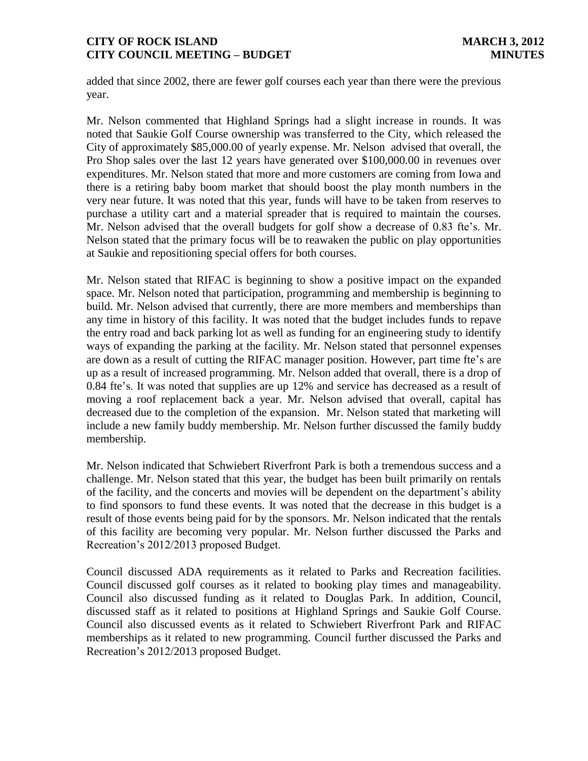added that since 2002, there are fewer golf courses each year than there were the previous year.

Mr. Nelson commented that Highland Springs had a slight increase in rounds. It was noted that Saukie Golf Course ownership was transferred to the City, which released the City of approximately $85,000.00 of yearly expense. Mr. Nelson advised that overall, the Pro Shop sales over the last 12 years have generated over $100,000.00 in revenues over expenditures. Mr. Nelson stated that more and more customers are coming from Iowa and there is a retiring baby boom market that should boost the play month numbers in the very near future. It was noted that this year, funds will have to be taken from reserves to purchase a utility cart and a material spreader that is required to maintain the courses. Mr. Nelson advised that the overall budgets for golf show a decrease of 0.83 fte's. Mr. Nelson stated that the primary focus will be to reawaken the public on play opportunities at Saukie and repositioning special offers for both courses.

Mr. Nelson stated that RIFAC is beginning to show a positive impact on the expanded space. Mr. Nelson noted that participation, programming and membership is beginning to build. Mr. Nelson advised that currently, there are more members and memberships than any time in history of this facility. It was noted that the budget includes funds to repave the entry road and back parking lot as well as funding for an engineering study to identify ways of expanding the parking at the facility. Mr. Nelson stated that personnel expenses are down as a result of cutting the RIFAC manager position. However, part time fte's are up as a result of increased programming. Mr. Nelson added that overall, there is a drop of 0.84 fte's. It was noted that supplies are up 12% and service has decreased as a result of moving a roof replacement back a year. Mr. Nelson advised that overall, capital has decreased due to the completion of the expansion. Mr. Nelson stated that marketing will include a new family buddy membership. Mr. Nelson further discussed the family buddy membership.

Mr. Nelson indicated that Schwiebert Riverfront Park is both a tremendous success and a challenge. Mr. Nelson stated that this year, the budget has been built primarily on rentals of the facility, and the concerts and movies will be dependent on the department's ability to find sponsors to fund these events. It was noted that the decrease in this budget is a result of those events being paid for by the sponsors. Mr. Nelson indicated that the rentals of this facility are becoming very popular. Mr. Nelson further discussed the Parks and Recreation's 2012/2013 proposed Budget.

Council discussed ADA requirements as it related to Parks and Recreation facilities. Council discussed golf courses as it related to booking play times and manageability. Council also discussed funding as it related to Douglas Park. In addition, Council, discussed staff as it related to positions at Highland Springs and Saukie Golf Course. Council also discussed events as it related to Schwiebert Riverfront Park and RIFAC memberships as it related to new programming. Council further discussed the Parks and Recreation's 2012/2013 proposed Budget.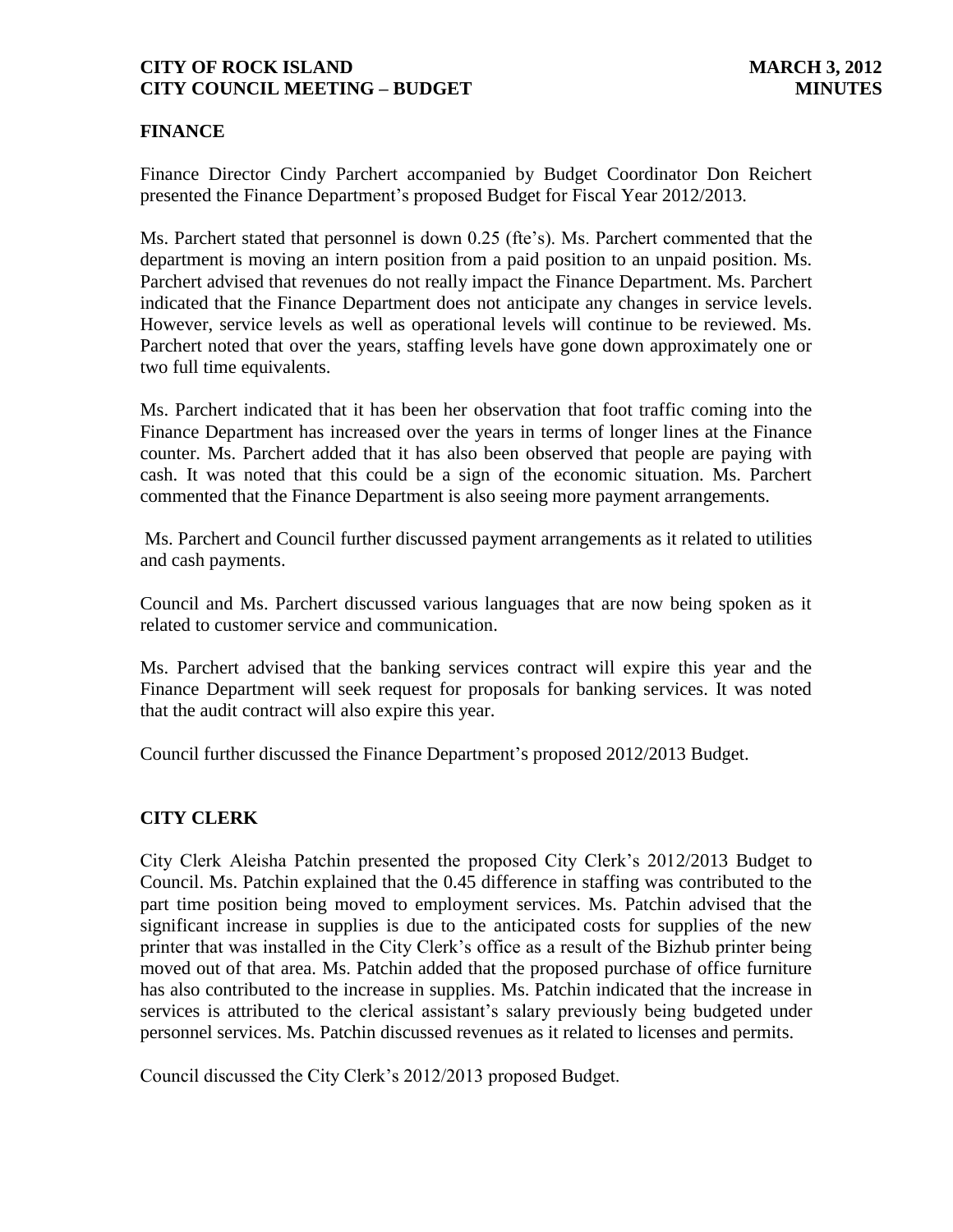## FINANCE

Finance Director Cindy Parchert accompanied by Budget Coordinator Don Reichert presented the Finance Department's proposed Budget for Fiscal Year 2012/2013.

Ms. Parchert stated that personnel is down 0.25 (fte's). Ms. Parchert commented that the department is moving an intern position from a paid position to an unpaid position. Ms. Parchert advised that revenues do not really impact the Finance Department. Ms. Parchert indicated that the Finance Department does not anticipate any changes in service levels. However, service levels as well as operational levels will continue to be reviewed. Ms. Parchert noted that over the years, staffing levels have gone down approximately one or two full time equivalents.

Ms. Parchert indicated that it has been her observation that foot traffic coming into the Finance Department has increased over the years in terms of longer lines at the Finance counter. Ms. Parchert added that it has also been observed that people are paying with cash. It was noted that this could be a sign of the economic situation. Ms. Parchert commented that the Finance Department is also seeing more payment arrangements.

Ms. Parchert and Council further discussed payment arrangements as it related to utilities and cash payments.

Council and Ms. Parchert discussed various languages that are now being spoken as it related to customer service and communication.

Ms. Parchert advised that the banking services contract will expire this year and the Finance Department will seek request for proposals for banking services. It was noted that the audit contract will also expire this year.

Council further discussed the Finance Department's proposed 2012/2013 Budget.

## CITY CLERK

City Clerk Aleisha Patchin presented the proposed City Clerk's 2012/2013 Budget to Council. Ms. Patchin explained that the 0.45 difference in staffing was contributed to the part time position being moved to employment services. Ms. Patchin advised that the significant increase in supplies is due to the anticipated costs for supplies of the new printer that was installed in the City Clerk's office as a result of the Bizhub printer being moved out of that area. Ms. Patchin added that the proposed purchase of office furniture has also contributed to the increase in supplies. Ms. Patchin indicated that the increase in services is attributed to the clerical assistant's salary previously being budgeted under personnel services. Ms. Patchin discussed revenues as it related to licenses and permits.

Council discussed the City Clerk's 2012/2013 proposed Budget.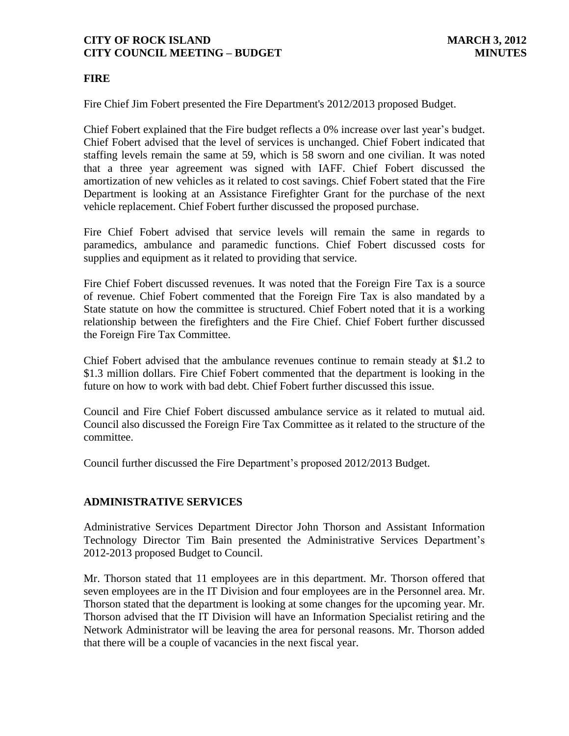## FIRE

Fire Chief Jim Fobert presented the Fire Department's 2012/2013 proposed Budget.

Chief Fobert explained that the Fire budget reflects a 0% increase over last year's budget. Chief Fobert advised that the level of services is unchanged. Chief Fobert indicated that staffing levels remain the same at 59, which is 58 sworn and one civilian. It was noted that a three year agreement was signed with IAFF. Chief Fobert discussed the amortization of new vehicles as it related to cost savings. Chief Fobert stated that the Fire Department is looking at an Assistance Firefighter Grant for the purchase of the next vehicle replacement. Chief Fobert further discussed the proposed purchase.

Fire Chief Fobert advised that service levels will remain the same in regards to paramedics, ambulance and paramedic functions. Chief Fobert discussed costs for supplies and equipment as it related to providing that service.

Fire Chief Fobert discussed revenues. It was noted that the Foreign Fire Tax is a source of revenue. Chief Fobert commented that the Foreign Fire Tax is also mandated by a State statute on how the committee is structured. Chief Fobert noted that it is a working relationship between the firefighters and the Fire Chief. Chief Fobert further discussed the Foreign Fire Tax Committee.

Chief Fobert advised that the ambulance revenues continue to remain steady at $1.2 to $1.3 million dollars. Fire Chief Fobert commented that the department is looking in the future on how to work with bad debt. Chief Fobert further discussed this issue.

Council and Fire Chief Fobert discussed ambulance service as it related to mutual aid. Council also discussed the Foreign Fire Tax Committee as it related to the structure of the committee.

Council further discussed the Fire Department's proposed 2012/2013 Budget.

## ADMINISTRATIVE SERVICES

Administrative Services Department Director John Thorson and Assistant Information Technology Director Tim Bain presented the Administrative Services Department's 2012-2013 proposed Budget to Council.

Mr. Thorson stated that 11 employees are in this department. Mr. Thorson offered that seven employees are in the IT Division and four employees are in the Personnel area. Mr. Thorson stated that the department is looking at some changes for the upcoming year. Mr. Thorson advised that the IT Division will have an Information Specialist retiring and the Network Administrator will be leaving the area for personal reasons. Mr. Thorson added that there will be a couple of vacancies in the next fiscal year.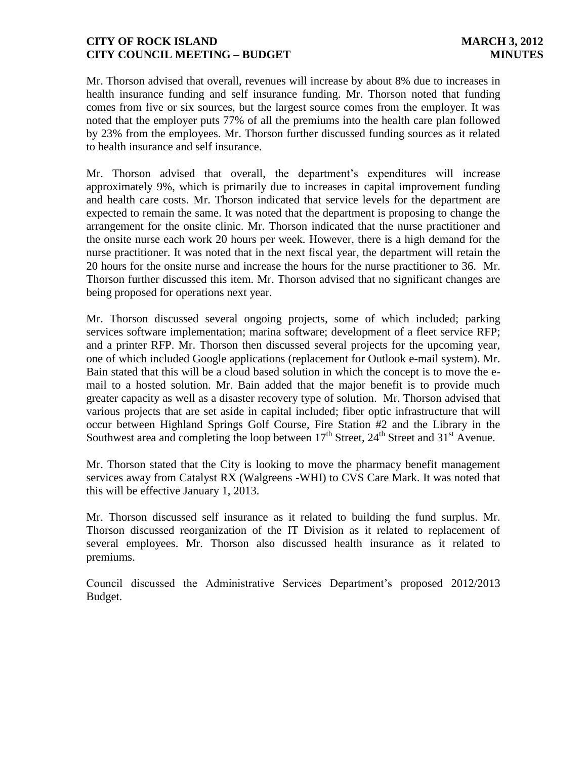Mr. Thorson advised that overall, revenues will increase by about 8% due to increases in health insurance funding and self insurance funding. Mr. Thorson noted that funding comes from five or six sources, but the largest source comes from the employer. It was noted that the employer puts 77% of all the premiums into the health care plan followed by 23% from the employees. Mr. Thorson further discussed funding sources as it related to health insurance and self insurance.

Mr. Thorson advised that overall, the department's expenditures will increase approximately 9%, which is primarily due to increases in capital improvement funding and health care costs. Mr. Thorson indicated that service levels for the department are expected to remain the same. It was noted that the department is proposing to change the arrangement for the onsite clinic. Mr. Thorson indicated that the nurse practitioner and the onsite nurse each work 20 hours per week. However, there is a high demand for the nurse practitioner. It was noted that in the next fiscal year, the department will retain the 20 hours for the onsite nurse and increase the hours for the nurse practitioner to 36. Mr. Thorson further discussed this item. Mr. Thorson advised that no significant changes are being proposed for operations next year.

Mr. Thorson discussed several ongoing projects, some of which included; parking services software implementation; marina software; development of a fleet service RFP; and a printer RFP. Mr. Thorson then discussed several projects for the upcoming year, one of which included Google applications (replacement for Outlook e-mail system). Mr. Bain stated that this will be a cloud based solution in which the concept is to move the e-mail to a hosted solution. Mr. Bain added that the major benefit is to provide much greater capacity as well as a disaster recovery type of solution. Mr. Thorson advised that various projects that are set aside in capital included; fiber optic infrastructure that will occur between Highland Springs Golf Course, Fire Station #2 and the Library in the Southwest area and completing the loop between 17th Street, 24th Street and 31st Avenue.

Mr. Thorson stated that the City is looking to move the pharmacy benefit management services away from Catalyst RX (Walgreens -WHI) to CVS Care Mark. It was noted that this will be effective January 1, 2013.

Mr. Thorson discussed self insurance as it related to building the fund surplus. Mr. Thorson discussed reorganization of the IT Division as it related to replacement of several employees. Mr. Thorson also discussed health insurance as it related to premiums.

Council discussed the Administrative Services Department's proposed 2012/2013 Budget.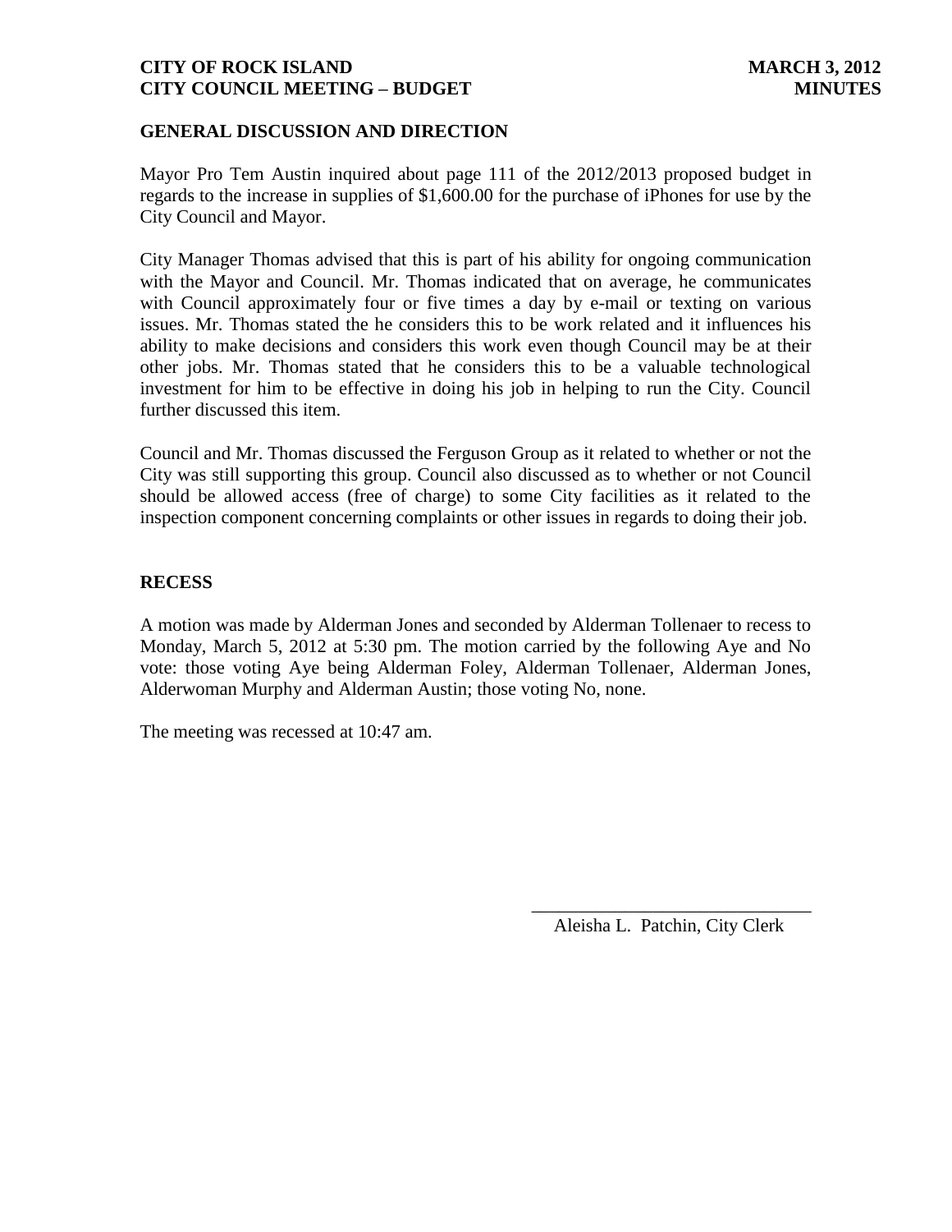## GENERAL DISCUSSION AND DIRECTION

Mayor Pro Tem Austin inquired about page 111 of the 2012/2013 proposed budget in regards to the increase in supplies of $1,600.00 for the purchase of iPhones for use by the City Council and Mayor.

City Manager Thomas advised that this is part of his ability for ongoing communication with the Mayor and Council. Mr. Thomas indicated that on average, he communicates with Council approximately four or five times a day by e-mail or texting on various issues. Mr. Thomas stated the he considers this to be work related and it influences his ability to make decisions and considers this work even though Council may be at their other jobs. Mr. Thomas stated that he considers this to be a valuable technological investment for him to be effective in doing his job in helping to run the City. Council further discussed this item.

Council and Mr. Thomas discussed the Ferguson Group as it related to whether or not the City was still supporting this group. Council also discussed as to whether or not Council should be allowed access (free of charge) to some City facilities as it related to the inspection component concerning complaints or other issues in regards to doing their job.

## RECESS

A motion was made by Alderman Jones and seconded by Alderman Tollenaer to recess to Monday, March 5, 2012 at 5:30 pm. The motion carried by the following Aye and No vote: those voting Aye being Alderman Foley, Alderman Tollenaer, Alderman Jones, Alderwoman Murphy and Alderman Austin; those voting No, none.

The meeting was recessed at 10:47 am.

\_\_\_\_\_\_\_\_\_\_\_\_\_\_\_\_\_\_\_\_\_\_\_\_\_\_\_\_\_\_

Aleisha L. Patchin, City Clerk